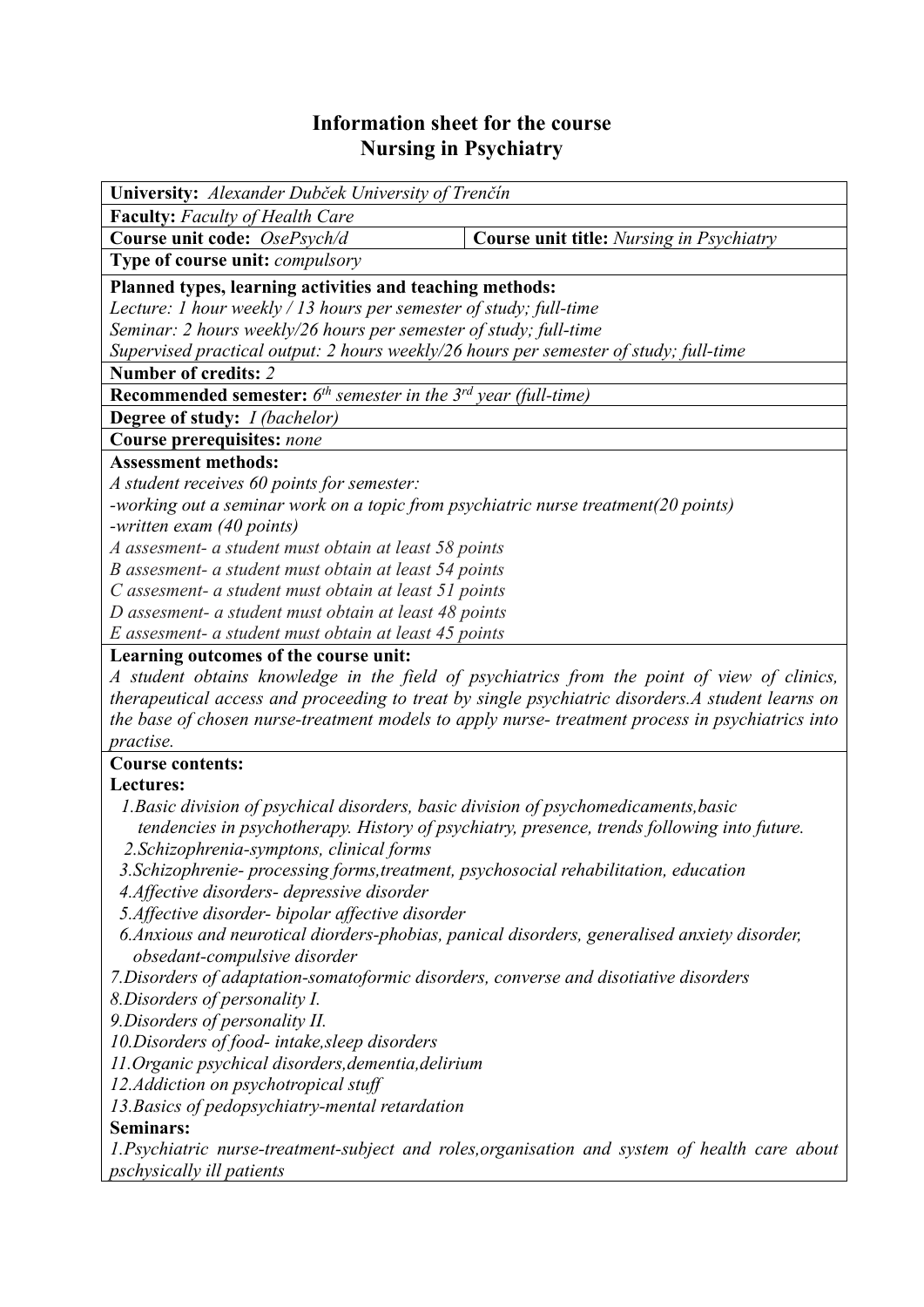# Information sheet for the course
# Nursing in Psychiatry

**University:** *Alexander Dubček University of Trenčín*

**Faculty:** *Faculty of Health Care*

**Course unit code:** *OsePsych/d*

**Course unit title:** *Nursing in Psychiatry*

**Type of course unit:** *compulsory*

**Planned types, learning activities and teaching methods:**
*Lecture: 1 hour weekly / 13 hours per semester of study; full-time*
*Seminar: 2 hours weekly/26 hours per semester of study; full-time*
*Supervised practical output: 2 hours weekly/26 hours per semester of study; full-time*

**Number of credits:** *2*

**Recommended semester:** *6th semester in the 3rd year (full-time)*

**Degree of study:** *I (bachelor)*

**Course prerequisites:** *none*

**Assessment methods:**
*A student receives 60 points for semester:*
*-working out a seminar work on a topic from psychiatric nurse treatment(20 points)*
*-written exam (40 points)*
*A assesment- a student must obtain at least 58 points*
*B assesment- a student must obtain at least 54 points*
*C assesment- a student must obtain at least 51 points*
*D assesment- a student must obtain at least 48 points*
*E assesment- a student must obtain at least 45 points*

**Learning outcomes of the course unit:**
*A student obtains knowledge in the field of psychiatrics from the point of view of clinics, therapeutical access and proceeding to treat by single psychiatric disorders.A student learns on the base of chosen nurse-treatment models to apply nurse- treatment process in psychiatrics into practise.*

**Course contents:**

**Lectures:**

*1.Basic division of psychical disorders, basic division of psychomedicaments,basic tendencies in psychotherapy. History of psychiatry, presence, trends following into future.*
*2.Schizophrenia-symptons, clinical forms*
*3.Schizophrenie- processing forms,treatment, psychosocial rehabilitation, education*
*4.Affective disorders- depressive disorder*
*5.Affective disorder- bipolar affective disorder*
*6.Anxious and neurotical diorders-phobias, panical disorders, generalised anxiety disorder, obsedant-compulsive disorder*
*7.Disorders of adaptation-somatoformic disorders, converse and disotiative disorders*
*8.Disorders of personality I.*
*9.Disorders of personality II.*
*10.Disorders of food- intake,sleep disorders*
*11.Organic psychical disorders,dementia,delirium*
*12.Addiction on psychotropical stuff*
*13.Basics of pedopsychiatry-mental retardation*

**Seminars:**

*1.Psychiatric nurse-treatment-subject and roles,organisation and system of health care about pschysically ill patients*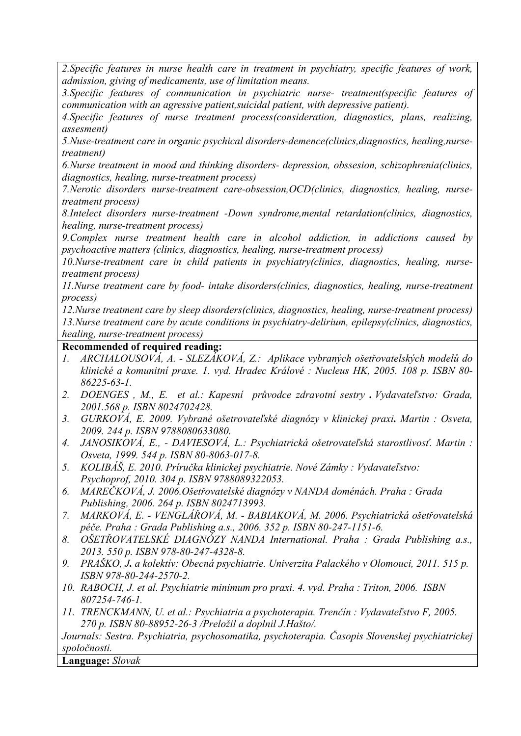*2.Specific features in nurse health care in treatment in psychiatry, specific features of work, admission, giving of medicaments, use of limitation means.*

*3.Specific features of communication in psychiatric nurse- treatment(specific features of communication with an agressive patient,suicidal patient, with depressive patient).*

*4.Specific features of nurse treatment process(consideration, diagnostics, plans, realizing, assesment)*

*5.Nuse-treatment care in organic psychical disorders-demence(clinics,diagnostics, healing,nurse-treatment)*

*6.Nurse treatment in mood and thinking disorders- depression, obssesion, schizophrenia(clinics, diagnostics, healing, nurse-treatment process)*

*7.Nerotic disorders nurse-treatment care-obsession,OCD(clinics, diagnostics, healing, nurse-treatment process)*

*8.Intelect disorders nurse-treatment -Down syndrome,mental retardation(clinics, diagnostics, healing, nurse-treatment process)*

*9.Complex nurse treatment health care in alcohol addiction, in addictions caused by psychoactive matters (clinics, diagnostics, healing, nurse-treatment process)*

*10.Nurse-treatment care in child patients in psychiatry(clinics, diagnostics, healing, nurse-treatment process)*

*11.Nurse treatment care by food- intake disorders(clinics, diagnostics, healing, nurse-treatment process)*

*12.Nurse treatment care by sleep disorders(clinics, diagnostics, healing, nurse-treatment process)*

*13.Nurse treatment care by acute conditions in psychiatry-delirium, epilepsy(clinics, diagnostics, healing, nurse-treatment process)*

**Recommended of required reading:**

1. *ARCHALOUSOVÁ, A. - SLEZÁKOVÁ, Z.: Aplikace vybraných ošetřovatelských modelů do klinické a komunitní praxe. 1. vyd. Hradec Králové : Nucleus HK, 2005. 108 p. ISBN 80-86225-63-1.*
2. *DOENGES , M., E. et al.: Kapesní průvodce zdravotní sestry . Vydavateľstvo: Grada, 2001.568 p. ISBN 8024702428.*
3. *GURKOVÁ, E. 2009. Vybrané ošetrovateľské diagnózy v klinickej praxi. Martin : Osveta, 2009. 244 p. ISBN 9788080633080.*
4. *JANOSIKOVÁ, E., - DAVIESOVÁ, L.: Psychiatrická ošetrovateľská starostlivosť. Martin : Osveta, 1999. 544 p. ISBN 80-8063-017-8.*
5. *KOLIBÁŠ, E. 2010. Príručka klinickej psychiatrie. Nové Zámky : Vydavateľstvo: Psychoprof, 2010. 304 p. ISBN 9788089322053.*
6. *MAREČKOVÁ, J. 2006.Ošetřovatelské diagnózy v NANDA doménách. Praha : Grada Publishing, 2006. 264 p. ISBN 8024713993.*
7. *MARKOVÁ, E. - VENGLÁŘOVÁ, M. - BABIAKOVÁ, M. 2006. Psychiatrická ošetřovatelská péče. Praha : Grada Publishing a.s., 2006. 352 p. ISBN 80-247-1151-6.*
8. *OŠETŘOVATELSKÉ DIAGNÓZY NANDA International. Praha : Grada Publishing a.s., 2013. 550 p. ISBN 978-80-247-4328-8.*
9. *PRAŠKO, J. a kolektív: Obecná psychiatrie. Univerzita Palackého v Olomouci, 2011. 515 p. ISBN 978-80-244-2570-2.*
10. *RABOCH, J. et al. Psychiatrie minimum pro praxi. 4. vyd. Praha : Triton, 2006. ISBN 807254-746-1.*
11. *TRENCKMANN, U. et al.: Psychiatria a psychoterapia. Trenčín : Vydavateľstvo F, 2005. 270 p. ISBN 80-88952-26-3 /Preložil a doplnil J.Hašto/.*

*Journals: Sestra. Psychiatria, psychosomatika, psychoterapia. Časopis Slovenskej psychiatrickej spoločnosti.*

**Language:** *Slovak*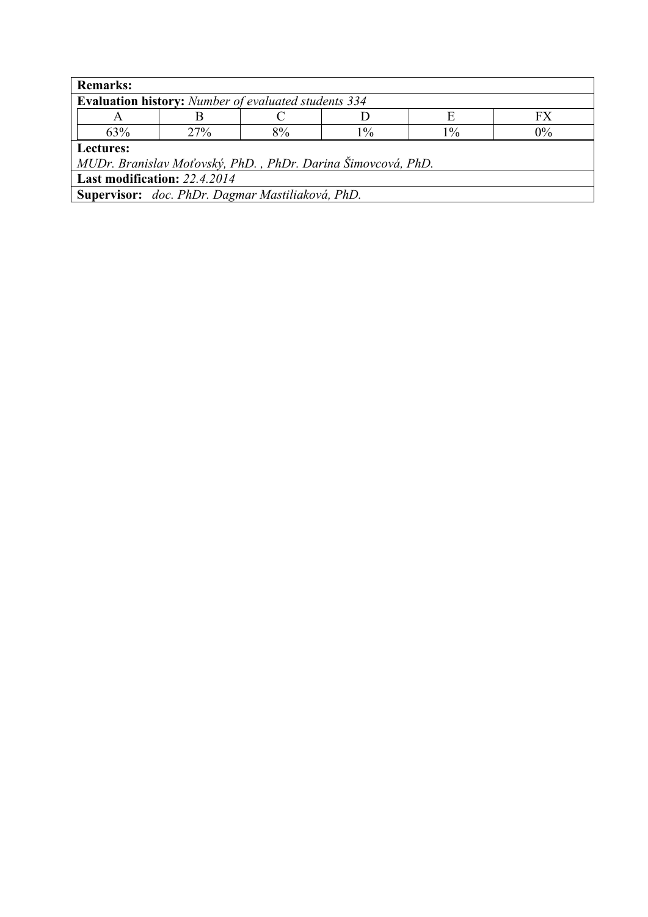**Remarks:**

**Evaluation history:** *Number of evaluated students 334*

| A | B | C | D | E | FX |
|---|---|---|---|---|---|
| 63% | 27% | 8% | 1% | 1% | 0% |

**Lectures:**

*MUDr. Branislav Moťovský, PhD. , PhDr. Darina Šimovcová, PhD.*

**Last modification:** *22.4.2014*

**Supervisor:** *doc. PhDr. Dagmar Mastiliaková, PhD.*